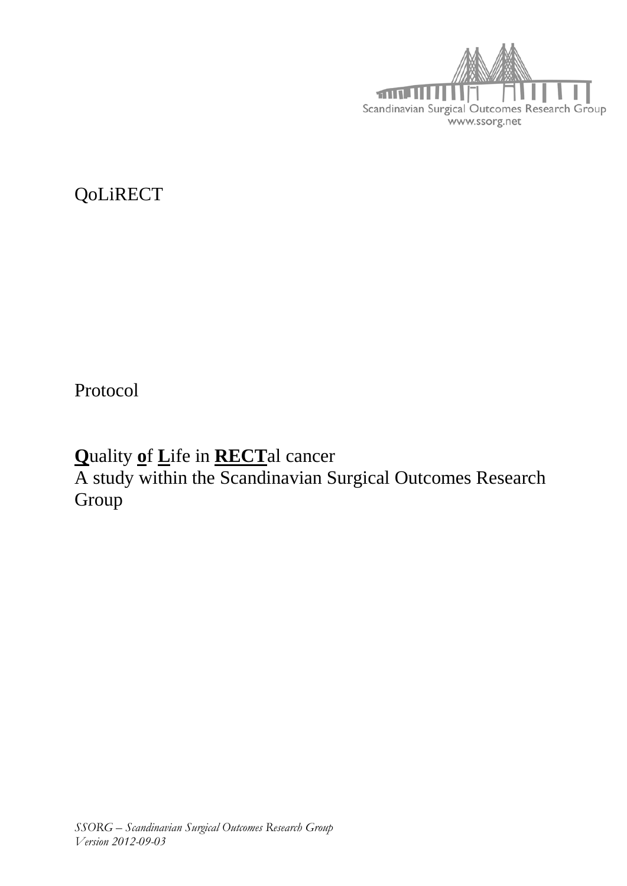Scandinavian Surgical Outcomes Research Group
www.ssorg.net

QoLiRECT

Protocol

**Q**uality **o**f **L**ife in **RECT**al cancer
A study within the Scandinavian Surgical Outcomes Research Group

*SSORG – Scandinavian Surgical Outcomes Research Group*
*Version 2012-09-03*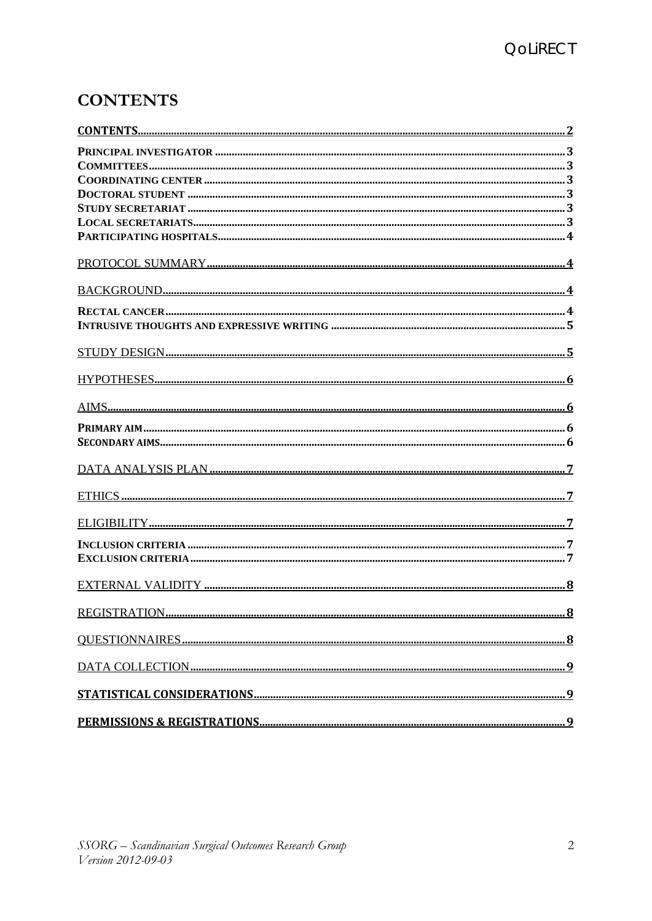# CONTENTS

CONTENTS.......................................................................................................................................2

**PRINCIPAL INVESTIGATOR** .......................................................................................................3
**COMMITTEES**.................................................................................................................................3
**COORDINATING CENTER** ...........................................................................................................3
**DOCTORAL STUDENT** .................................................................................................................3
**STUDY SECRETARIAT** .................................................................................................................3
**LOCAL SECRETARIATS**...............................................................................................................3
**PARTICIPATING HOSPITALS**.....................................................................................................4

PROTOCOL SUMMARY.................................................................................................................4

BACKGROUND..............................................................................................................................4

**RECTAL CANCER**.........................................................................................................................4
**INTRUSIVE THOUGHTS AND EXPRESSIVE WRITING** ...............................................................5

STUDY DESIGN...............................................................................................................................5

HYPOTHESES..................................................................................................................................6

AIMS...................................................................................................................................................6

**PRIMARY AIM**...............................................................................................................................6
**SECONDARY AIMS**.......................................................................................................................6

DATA ANALYSIS PLAN.................................................................................................................7

ETHICS ..............................................................................................................................................7

ELIGIBILITY......................................................................................................................................7

**INCLUSION CRITERIA** ..................................................................................................................7
**EXCLUSION CRITERIA**..................................................................................................................7

EXTERNAL VALIDITY ...................................................................................................................8

REGISTRATION...............................................................................................................................8

QUESTIONNAIRES..........................................................................................................................8

DATA COLLECTION........................................................................................................................9

**STATISTICAL CONSIDERATIONS**...............................................................................................9

**PERMISSIONS & REGISTRATIONS**.............................................................................................9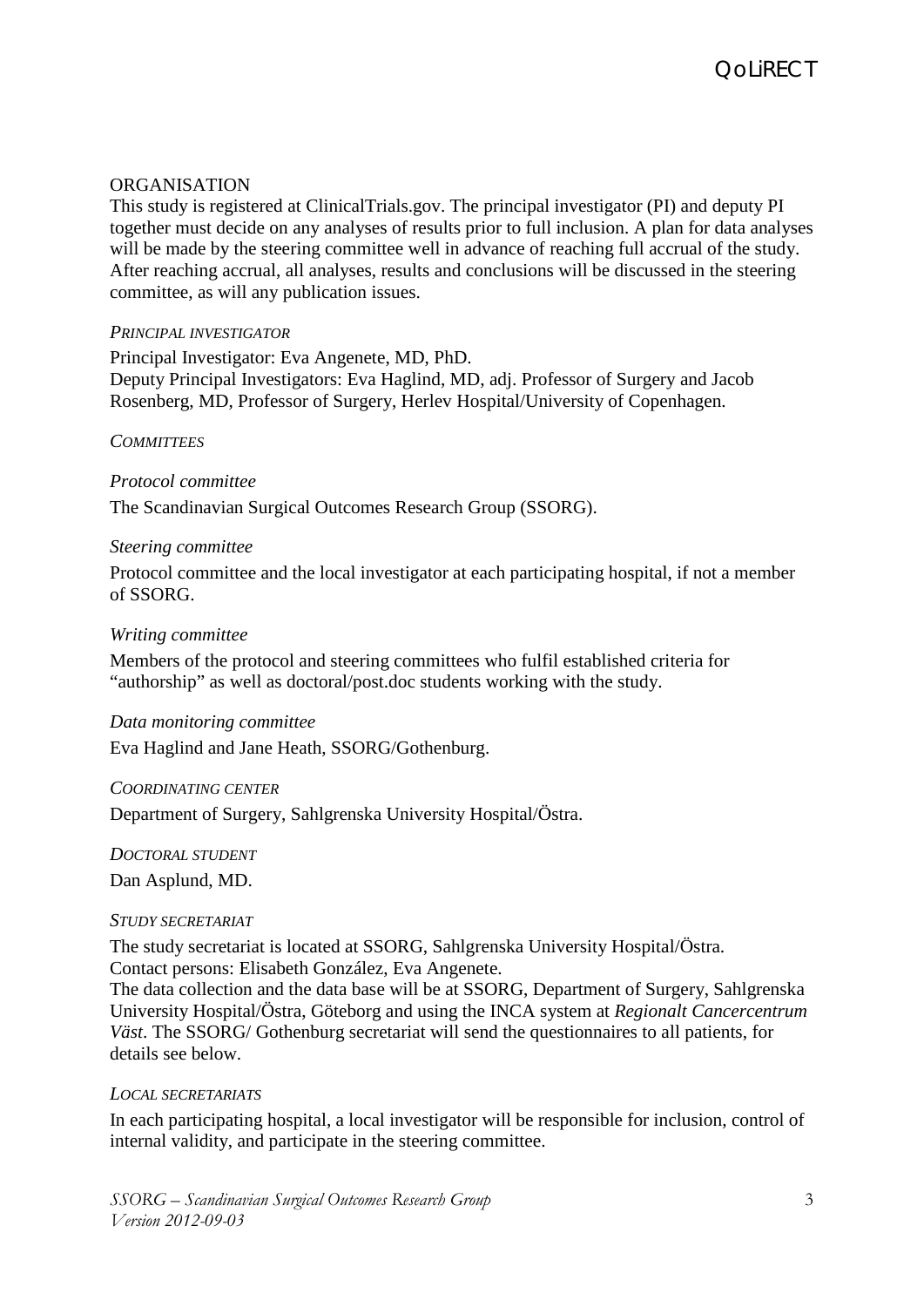## ORGANISATION

This study is registered at ClinicalTrials.gov. The principal investigator (PI) and deputy PI together must decide on any analyses of results prior to full inclusion. A plan for data analyses will be made by the steering committee well in advance of reaching full accrual of the study. After reaching accrual, all analyses, results and conclusions will be discussed in the steering committee, as will any publication issues.

### *Principal investigator*

Principal Investigator: Eva Angenete, MD, PhD.
Deputy Principal Investigators: Eva Haglind, MD, adj. Professor of Surgery and Jacob Rosenberg, MD, Professor of Surgery, Herlev Hospital/University of Copenhagen.

### *Committees*

#### *Protocol committee*

The Scandinavian Surgical Outcomes Research Group (SSORG).

#### *Steering committee*

Protocol committee and the local investigator at each participating hospital, if not a member of SSORG.

#### *Writing committee*

Members of the protocol and steering committees who fulfil established criteria for "authorship" as well as doctoral/post.doc students working with the study.

#### *Data monitoring committee*

Eva Haglind and Jane Heath, SSORG/Gothenburg.

### *Coordinating center*

Department of Surgery, Sahlgrenska University Hospital/Östra.

### *Doctoral student*

Dan Asplund, MD.

### *Study secretariat*

The study secretariat is located at SSORG, Sahlgrenska University Hospital/Östra.
Contact persons: Elisabeth González, Eva Angenete.
The data collection and the data base will be at SSORG, Department of Surgery, Sahlgrenska University Hospital/Östra, Göteborg and using the INCA system at *Regionalt Cancercentrum Väst*. The SSORG/ Gothenburg secretariat will send the questionnaires to all patients, for details see below.

### *Local secretariats*

In each participating hospital, a local investigator will be responsible for inclusion, control of internal validity, and participate in the steering committee.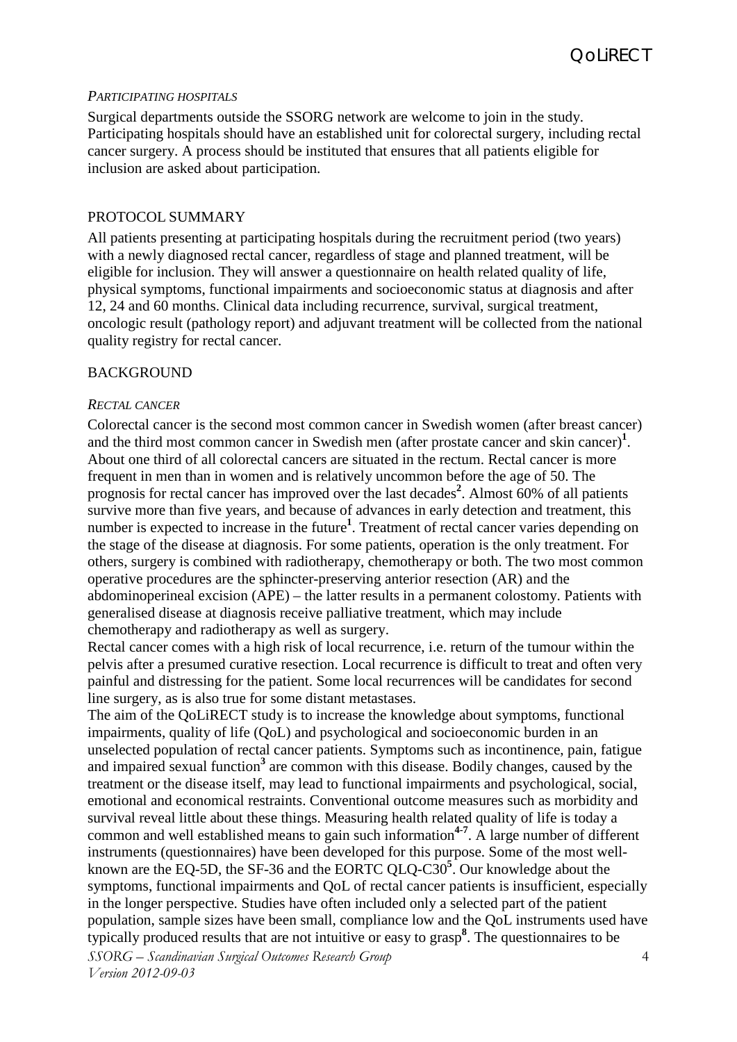*PARTICIPATING HOSPITALS*

Surgical departments outside the SSORG network are welcome to join in the study. Participating hospitals should have an established unit for colorectal surgery, including rectal cancer surgery. A process should be instituted that ensures that all patients eligible for inclusion are asked about participation.

## PROTOCOL SUMMARY

All patients presenting at participating hospitals during the recruitment period (two years) with a newly diagnosed rectal cancer, regardless of stage and planned treatment, will be eligible for inclusion. They will answer a questionnaire on health related quality of life, physical symptoms, functional impairments and socioeconomic status at diagnosis and after 12, 24 and 60 months. Clinical data including recurrence, survival, surgical treatment, oncologic result (pathology report) and adjuvant treatment will be collected from the national quality registry for rectal cancer.

## BACKGROUND

*RECTAL CANCER*

Colorectal cancer is the second most common cancer in Swedish women (after breast cancer) and the third most common cancer in Swedish men (after prostate cancer and skin cancer)[1]. About one third of all colorectal cancers are situated in the rectum. Rectal cancer is more frequent in men than in women and is relatively uncommon before the age of 50. The prognosis for rectal cancer has improved over the last decades[2]. Almost 60% of all patients survive more than five years, and because of advances in early detection and treatment, this number is expected to increase in the future[1]. Treatment of rectal cancer varies depending on the stage of the disease at diagnosis. For some patients, operation is the only treatment. For others, surgery is combined with radiotherapy, chemotherapy or both. The two most common operative procedures are the sphincter-preserving anterior resection (AR) and the abdominoperineal excision (APE) – the latter results in a permanent colostomy. Patients with generalised disease at diagnosis receive palliative treatment, which may include chemotherapy and radiotherapy as well as surgery.

Rectal cancer comes with a high risk of local recurrence, i.e. return of the tumour within the pelvis after a presumed curative resection. Local recurrence is difficult to treat and often very painful and distressing for the patient. Some local recurrences will be candidates for second line surgery, as is also true for some distant metastases.

The aim of the QoLiRECT study is to increase the knowledge about symptoms, functional impairments, quality of life (QoL) and psychological and socioeconomic burden in an unselected population of rectal cancer patients. Symptoms such as incontinence, pain, fatigue and impaired sexual function[3] are common with this disease. Bodily changes, caused by the treatment or the disease itself, may lead to functional impairments and psychological, social, emotional and economical restraints. Conventional outcome measures such as morbidity and survival reveal little about these things. Measuring health related quality of life is today a common and well established means to gain such information[4-7]. A large number of different instruments (questionnaires) have been developed for this purpose. Some of the most well-known are the EQ-5D, the SF-36 and the EORTC QLQ-C30[5]. Our knowledge about the symptoms, functional impairments and QoL of rectal cancer patients is insufficient, especially in the longer perspective. Studies have often included only a selected part of the patient population, sample sizes have been small, compliance low and the QoL instruments used have typically produced results that are not intuitive or easy to grasp[8]. The questionnaires to be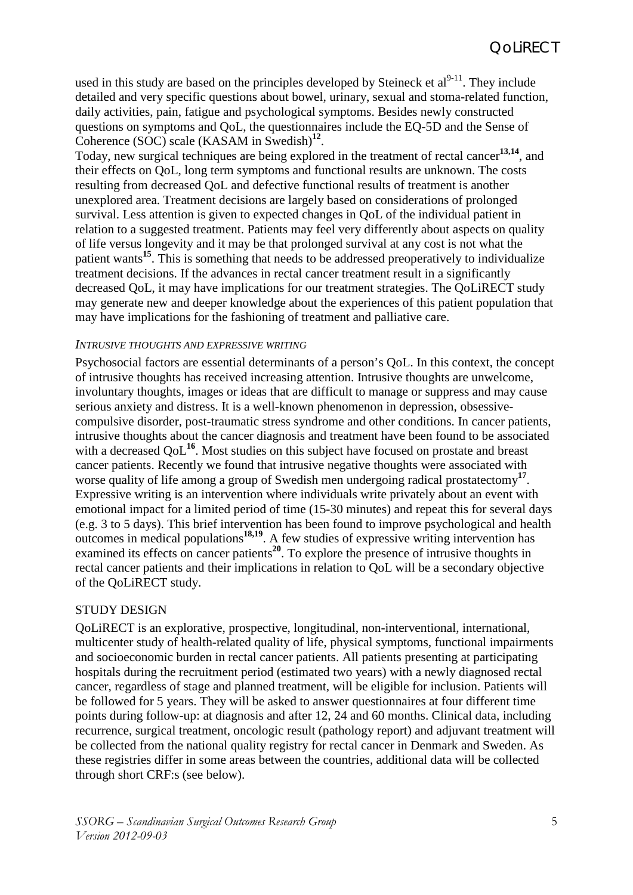used in this study are based on the principles developed by Steineck et al[9-11]. They include detailed and very specific questions about bowel, urinary, sexual and stoma-related function, daily activities, pain, fatigue and psychological symptoms. Besides newly constructed questions on symptoms and QoL, the questionnaires include the EQ-5D and the Sense of Coherence (SOC) scale (KASAM in Swedish)[12].

Today, new surgical techniques are being explored in the treatment of rectal cancer[13,14], and their effects on QoL, long term symptoms and functional results are unknown. The costs resulting from decreased QoL and defective functional results of treatment is another unexplored area. Treatment decisions are largely based on considerations of prolonged survival. Less attention is given to expected changes in QoL of the individual patient in relation to a suggested treatment. Patients may feel very differently about aspects on quality of life versus longevity and it may be that prolonged survival at any cost is not what the patient wants[15]. This is something that needs to be addressed preoperatively to individualize treatment decisions. If the advances in rectal cancer treatment result in a significantly decreased QoL, it may have implications for our treatment strategies. The QoLiRECT study may generate new and deeper knowledge about the experiences of this patient population that may have implications for the fashioning of treatment and palliative care.

### *INTRUSIVE THOUGHTS AND EXPRESSIVE WRITING*

Psychosocial factors are essential determinants of a person's QoL. In this context, the concept of intrusive thoughts has received increasing attention. Intrusive thoughts are unwelcome, involuntary thoughts, images or ideas that are difficult to manage or suppress and may cause serious anxiety and distress. It is a well-known phenomenon in depression, obsessive-compulsive disorder, post-traumatic stress syndrome and other conditions. In cancer patients, intrusive thoughts about the cancer diagnosis and treatment have been found to be associated with a decreased QoL[16]. Most studies on this subject have focused on prostate and breast cancer patients. Recently we found that intrusive negative thoughts were associated with worse quality of life among a group of Swedish men undergoing radical prostatectomy[17]. Expressive writing is an intervention where individuals write privately about an event with emotional impact for a limited period of time (15-30 minutes) and repeat this for several days (e.g. 3 to 5 days). This brief intervention has been found to improve psychological and health outcomes in medical populations[18,19]. A few studies of expressive writing intervention has examined its effects on cancer patients[20]. To explore the presence of intrusive thoughts in rectal cancer patients and their implications in relation to QoL will be a secondary objective of the QoLiRECT study.

## STUDY DESIGN

QoLiRECT is an explorative, prospective, longitudinal, non-interventional, international, multicenter study of health-related quality of life, physical symptoms, functional impairments and socioeconomic burden in rectal cancer patients. All patients presenting at participating hospitals during the recruitment period (estimated two years) with a newly diagnosed rectal cancer, regardless of stage and planned treatment, will be eligible for inclusion. Patients will be followed for 5 years. They will be asked to answer questionnaires at four different time points during follow-up: at diagnosis and after 12, 24 and 60 months. Clinical data, including recurrence, surgical treatment, oncologic result (pathology report) and adjuvant treatment will be collected from the national quality registry for rectal cancer in Denmark and Sweden. As these registries differ in some areas between the countries, additional data will be collected through short CRF:s (see below).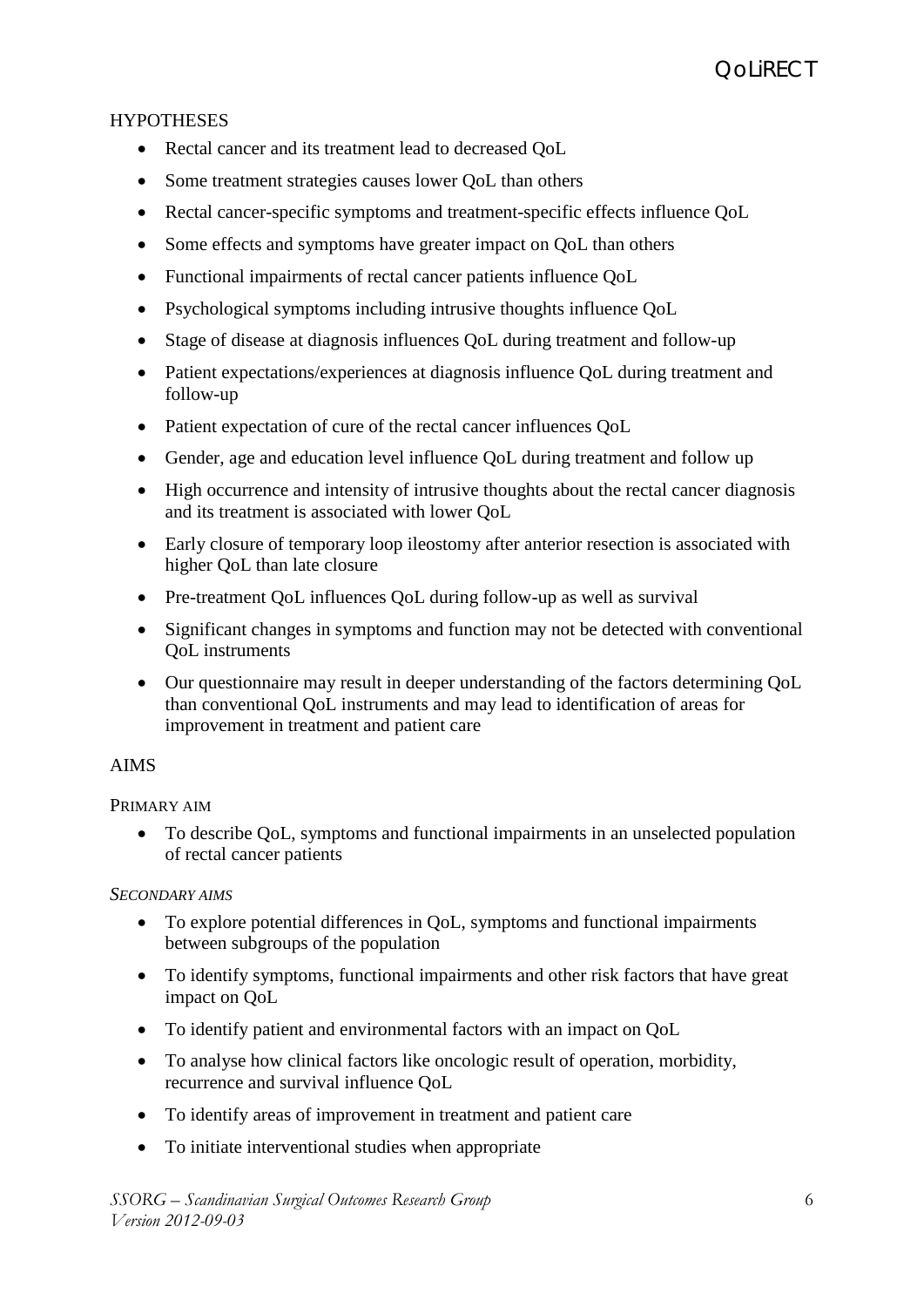## HYPOTHESES

- Rectal cancer and its treatment lead to decreased QoL
- Some treatment strategies causes lower QoL than others
- Rectal cancer-specific symptoms and treatment-specific effects influence QoL
- Some effects and symptoms have greater impact on QoL than others
- Functional impairments of rectal cancer patients influence QoL
- Psychological symptoms including intrusive thoughts influence QoL
- Stage of disease at diagnosis influences QoL during treatment and follow-up
- Patient expectations/experiences at diagnosis influence QoL during treatment and follow-up
- Patient expectation of cure of the rectal cancer influences QoL
- Gender, age and education level influence QoL during treatment and follow up
- High occurrence and intensity of intrusive thoughts about the rectal cancer diagnosis and its treatment is associated with lower QoL
- Early closure of temporary loop ileostomy after anterior resection is associated with higher QoL than late closure
- Pre-treatment QoL influences QoL during follow-up as well as survival
- Significant changes in symptoms and function may not be detected with conventional QoL instruments
- Our questionnaire may result in deeper understanding of the factors determining QoL than conventional QoL instruments and may lead to identification of areas for improvement in treatment and patient care

## AIMS

### PRIMARY AIM

- To describe QoL, symptoms and functional impairments in an unselected population of rectal cancer patients

### *SECONDARY AIMS*

- To explore potential differences in QoL, symptoms and functional impairments between subgroups of the population
- To identify symptoms, functional impairments and other risk factors that have great impact on QoL
- To identify patient and environmental factors with an impact on QoL
- To analyse how clinical factors like oncologic result of operation, morbidity, recurrence and survival influence QoL
- To identify areas of improvement in treatment and patient care
- To initiate interventional studies when appropriate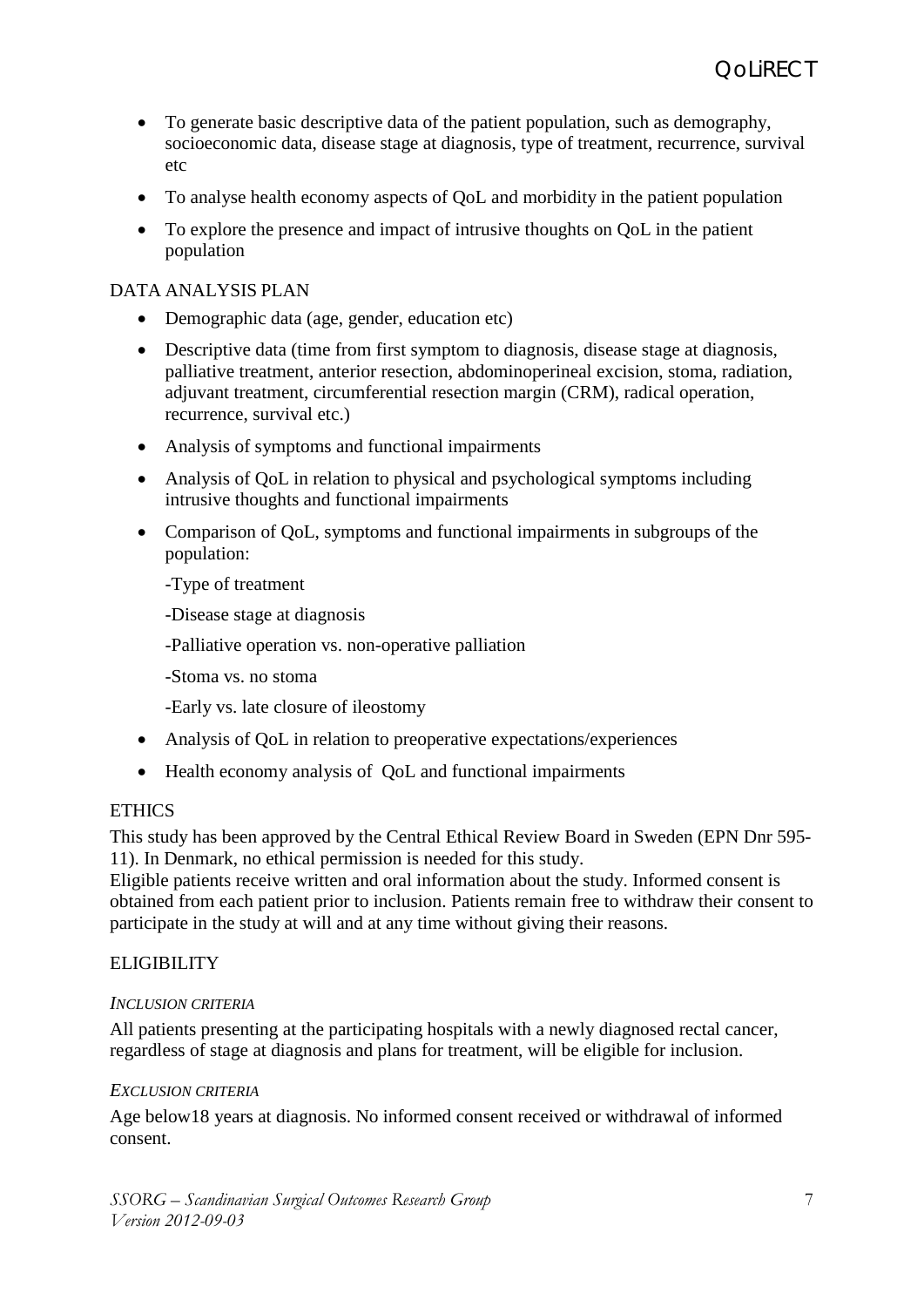- To generate basic descriptive data of the patient population, such as demography, socioeconomic data, disease stage at diagnosis, type of treatment, recurrence, survival etc
- To analyse health economy aspects of QoL and morbidity in the patient population
- To explore the presence and impact of intrusive thoughts on QoL in the patient population

## DATA ANALYSIS PLAN

- Demographic data (age, gender, education etc)
- Descriptive data (time from first symptom to diagnosis, disease stage at diagnosis, palliative treatment, anterior resection, abdominoperineal excision, stoma, radiation, adjuvant treatment, circumferential resection margin (CRM), radical operation, recurrence, survival etc.)
- Analysis of symptoms and functional impairments
- Analysis of QoL in relation to physical and psychological symptoms including intrusive thoughts and functional impairments
- Comparison of QoL, symptoms and functional impairments in subgroups of the population:

  -Type of treatment

  -Disease stage at diagnosis

  -Palliative operation vs. non-operative palliation

  -Stoma vs. no stoma

  -Early vs. late closure of ileostomy
- Analysis of QoL in relation to preoperative expectations/experiences
- Health economy analysis of QoL and functional impairments

## ETHICS

This study has been approved by the Central Ethical Review Board in Sweden (EPN Dnr 595-11). In Denmark, no ethical permission is needed for this study.
Eligible patients receive written and oral information about the study. Informed consent is obtained from each patient prior to inclusion. Patients remain free to withdraw their consent to participate in the study at will and at any time without giving their reasons.

## ELIGIBILITY

### *INCLUSION CRITERIA*

All patients presenting at the participating hospitals with a newly diagnosed rectal cancer, regardless of stage at diagnosis and plans for treatment, will be eligible for inclusion.

### *EXCLUSION CRITERIA*

Age below18 years at diagnosis. No informed consent received or withdrawal of informed consent.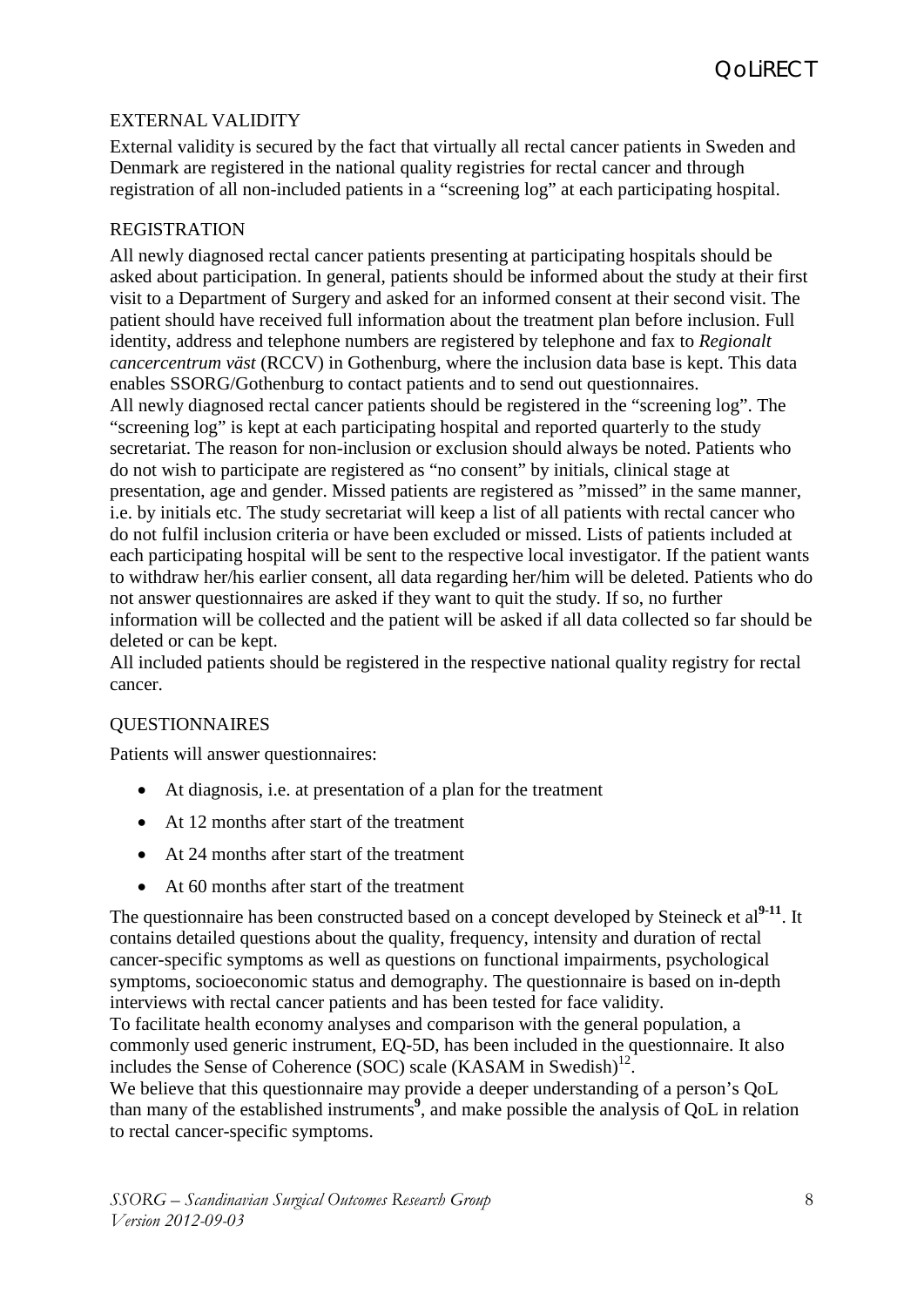## EXTERNAL VALIDITY

External validity is secured by the fact that virtually all rectal cancer patients in Sweden and Denmark are registered in the national quality registries for rectal cancer and through registration of all non-included patients in a "screening log" at each participating hospital.

## REGISTRATION

All newly diagnosed rectal cancer patients presenting at participating hospitals should be asked about participation. In general, patients should be informed about the study at their first visit to a Department of Surgery and asked for an informed consent at their second visit. The patient should have received full information about the treatment plan before inclusion. Full identity, address and telephone numbers are registered by telephone and fax to *Regionalt cancercentrum väst* (RCCV) in Gothenburg, where the inclusion data base is kept. This data enables SSORG/Gothenburg to contact patients and to send out questionnaires.
All newly diagnosed rectal cancer patients should be registered in the "screening log". The "screening log" is kept at each participating hospital and reported quarterly to the study secretariat. The reason for non-inclusion or exclusion should always be noted. Patients who do not wish to participate are registered as "no consent" by initials, clinical stage at presentation, age and gender. Missed patients are registered as "missed" in the same manner, i.e. by initials etc. The study secretariat will keep a list of all patients with rectal cancer who do not fulfil inclusion criteria or have been excluded or missed. Lists of patients included at each participating hospital will be sent to the respective local investigator. If the patient wants to withdraw her/his earlier consent, all data regarding her/him will be deleted. Patients who do not answer questionnaires are asked if they want to quit the study. If so, no further information will be collected and the patient will be asked if all data collected so far should be deleted or can be kept.
All included patients should be registered in the respective national quality registry for rectal cancer.

## QUESTIONNAIRES

Patients will answer questionnaires:

- At diagnosis, i.e. at presentation of a plan for the treatment
- At 12 months after start of the treatment
- At 24 months after start of the treatment
- At 60 months after start of the treatment

The questionnaire has been constructed based on a concept developed by Steineck et al[9-11]. It contains detailed questions about the quality, frequency, intensity and duration of rectal cancer-specific symptoms as well as questions on functional impairments, psychological symptoms, socioeconomic status and demography. The questionnaire is based on in-depth interviews with rectal cancer patients and has been tested for face validity.
To facilitate health economy analyses and comparison with the general population, a commonly used generic instrument, EQ-5D, has been included in the questionnaire. It also includes the Sense of Coherence (SOC) scale (KASAM in Swedish)[12].
We believe that this questionnaire may provide a deeper understanding of a person's QoL than many of the established instruments[9], and make possible the analysis of QoL in relation to rectal cancer-specific symptoms.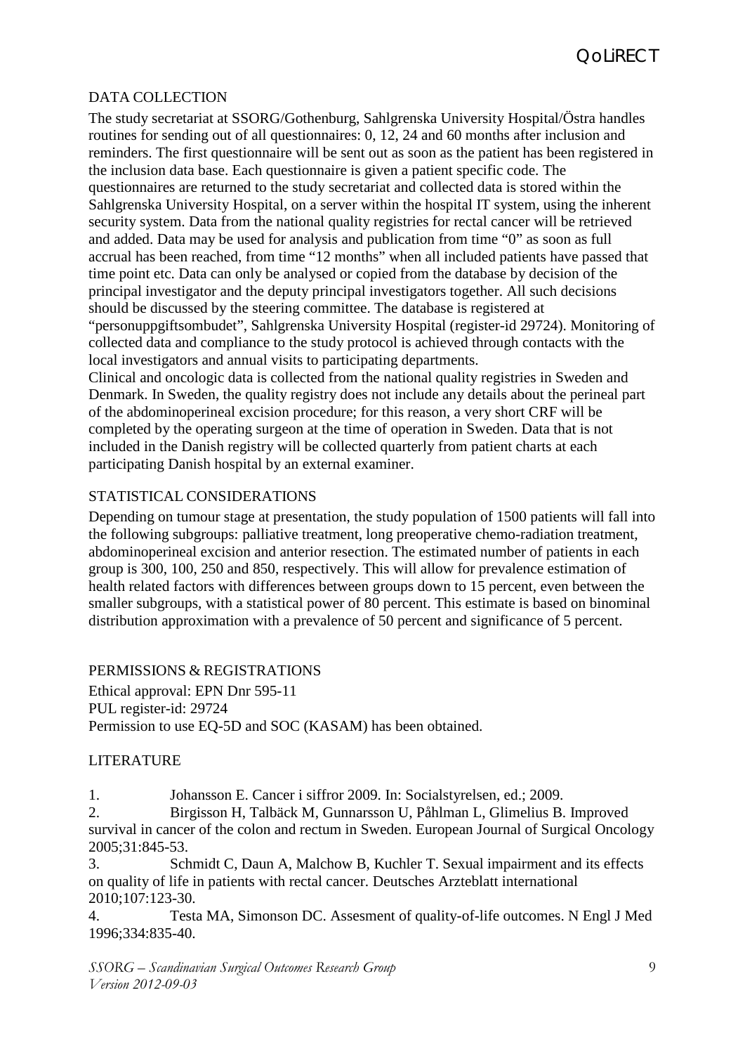## DATA COLLECTION

The study secretariat at SSORG/Gothenburg, Sahlgrenska University Hospital/Östra handles routines for sending out of all questionnaires: 0, 12, 24 and 60 months after inclusion and reminders. The first questionnaire will be sent out as soon as the patient has been registered in the inclusion data base. Each questionnaire is given a patient specific code. The questionnaires are returned to the study secretariat and collected data is stored within the Sahlgrenska University Hospital, on a server within the hospital IT system, using the inherent security system. Data from the national quality registries for rectal cancer will be retrieved and added. Data may be used for analysis and publication from time "0" as soon as full accrual has been reached, from time "12 months" when all included patients have passed that time point etc. Data can only be analysed or copied from the database by decision of the principal investigator and the deputy principal investigators together. All such decisions should be discussed by the steering committee. The database is registered at "personuppgiftsombudet", Sahlgrenska University Hospital (register-id 29724). Monitoring of collected data and compliance to the study protocol is achieved through contacts with the local investigators and annual visits to participating departments.

Clinical and oncologic data is collected from the national quality registries in Sweden and Denmark. In Sweden, the quality registry does not include any details about the perineal part of the abdominoperineal excision procedure; for this reason, a very short CRF will be completed by the operating surgeon at the time of operation in Sweden. Data that is not included in the Danish registry will be collected quarterly from patient charts at each participating Danish hospital by an external examiner.

## STATISTICAL CONSIDERATIONS

Depending on tumour stage at presentation, the study population of 1500 patients will fall into the following subgroups: palliative treatment, long preoperative chemo-radiation treatment, abdominoperineal excision and anterior resection. The estimated number of patients in each group is 300, 100, 250 and 850, respectively. This will allow for prevalence estimation of health related factors with differences between groups down to 15 percent, even between the smaller subgroups, with a statistical power of 80 percent. This estimate is based on binominal distribution approximation with a prevalence of 50 percent and significance of 5 percent.

## PERMISSIONS & REGISTRATIONS

Ethical approval: EPN Dnr 595-11
PUL register-id: 29724
Permission to use EQ-5D and SOC (KASAM) has been obtained.

## LITERATURE

1. Johansson E. Cancer i siffror 2009. In: Socialstyrelsen, ed.; 2009.
2. Birgisson H, Talbäck M, Gunnarsson U, Påhlman L, Glimelius B. Improved survival in cancer of the colon and rectum in Sweden. European Journal of Surgical Oncology 2005;31:845-53.
3. Schmidt C, Daun A, Malchow B, Kuchler T. Sexual impairment and its effects on quality of life in patients with rectal cancer. Deutsches Arzteblatt international 2010;107:123-30.
4. Testa MA, Simonson DC. Assesment of quality-of-life outcomes. N Engl J Med 1996;334:835-40.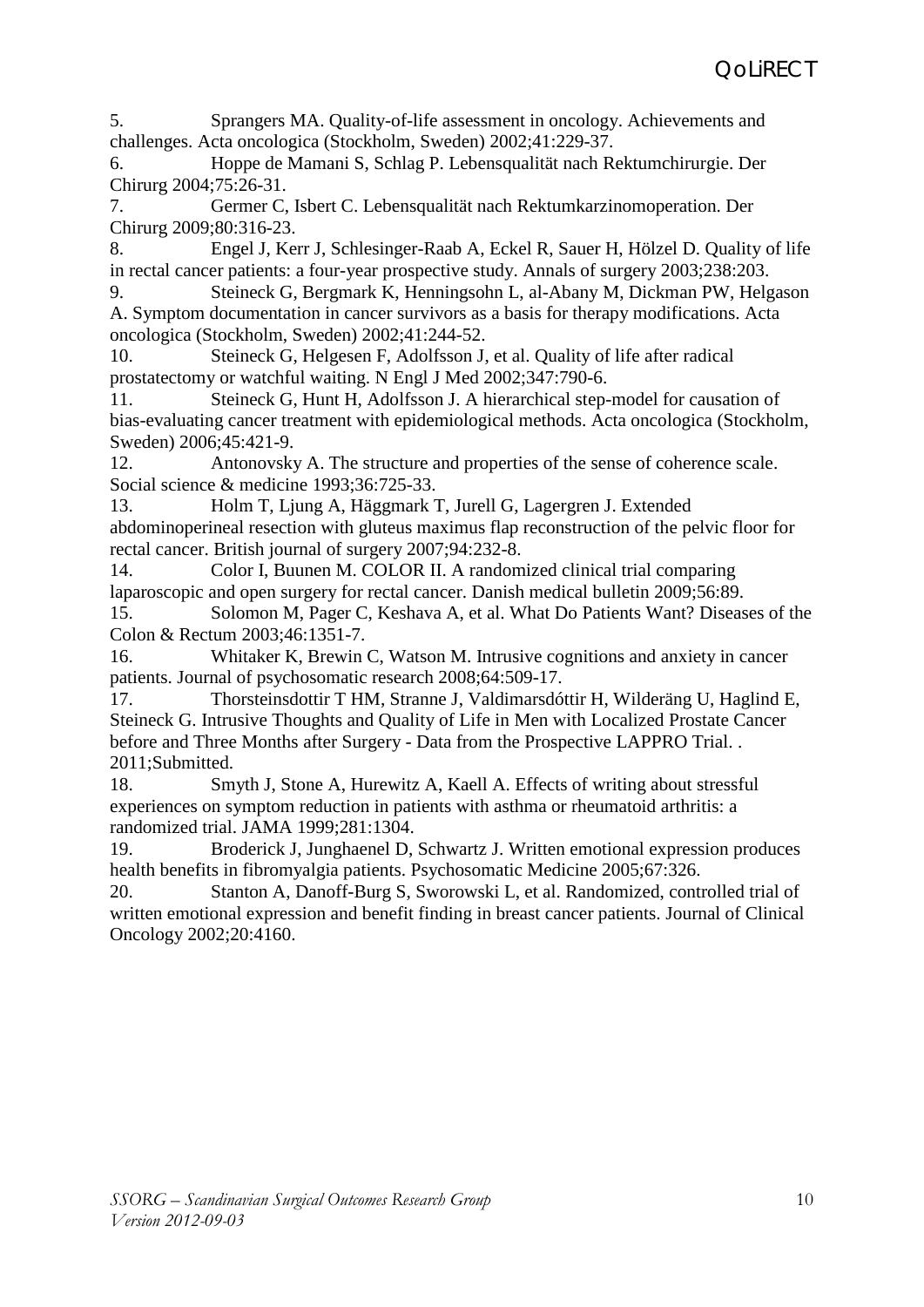5. Sprangers MA. Quality-of-life assessment in oncology. Achievements and challenges. Acta oncologica (Stockholm, Sweden) 2002;41:229-37.
6. Hoppe de Mamani S, Schlag P. Lebensqualität nach Rektumchirurgie. Der Chirurg 2004;75:26-31.
7. Germer C, Isbert C. Lebensqualität nach Rektumkarzinomoperation. Der Chirurg 2009;80:316-23.
8. Engel J, Kerr J, Schlesinger-Raab A, Eckel R, Sauer H, Hölzel D. Quality of life in rectal cancer patients: a four-year prospective study. Annals of surgery 2003;238:203.
9. Steineck G, Bergmark K, Henningsohn L, al-Abany M, Dickman PW, Helgason A. Symptom documentation in cancer survivors as a basis for therapy modifications. Acta oncologica (Stockholm, Sweden) 2002;41:244-52.
10. Steineck G, Helgesen F, Adolfsson J, et al. Quality of life after radical prostatectomy or watchful waiting. N Engl J Med 2002;347:790-6.
11. Steineck G, Hunt H, Adolfsson J. A hierarchical step-model for causation of bias-evaluating cancer treatment with epidemiological methods. Acta oncologica (Stockholm, Sweden) 2006;45:421-9.
12. Antonovsky A. The structure and properties of the sense of coherence scale. Social science & medicine 1993;36:725-33.
13. Holm T, Ljung A, Häggmark T, Jurell G, Lagergren J. Extended abdominoperineal resection with gluteus maximus flap reconstruction of the pelvic floor for rectal cancer. British journal of surgery 2007;94:232-8.
14. Color I, Buunen M. COLOR II. A randomized clinical trial comparing laparoscopic and open surgery for rectal cancer. Danish medical bulletin 2009;56:89.
15. Solomon M, Pager C, Keshava A, et al. What Do Patients Want? Diseases of the Colon & Rectum 2003;46:1351-7.
16. Whitaker K, Brewin C, Watson M. Intrusive cognitions and anxiety in cancer patients. Journal of psychosomatic research 2008;64:509-17.
17. Thorsteinsdottir T HM, Stranne J, Valdimarsdóttir H, Wilderäng U, Haglind E, Steineck G. Intrusive Thoughts and Quality of Life in Men with Localized Prostate Cancer before and Three Months after Surgery - Data from the Prospective LAPPRO Trial. . 2011;Submitted.
18. Smyth J, Stone A, Hurewitz A, Kaell A. Effects of writing about stressful experiences on symptom reduction in patients with asthma or rheumatoid arthritis: a randomized trial. JAMA 1999;281:1304.
19. Broderick J, Junghaenel D, Schwartz J. Written emotional expression produces health benefits in fibromyalgia patients. Psychosomatic Medicine 2005;67:326.
20. Stanton A, Danoff-Burg S, Sworowski L, et al. Randomized, controlled trial of written emotional expression and benefit finding in breast cancer patients. Journal of Clinical Oncology 2002;20:4160.